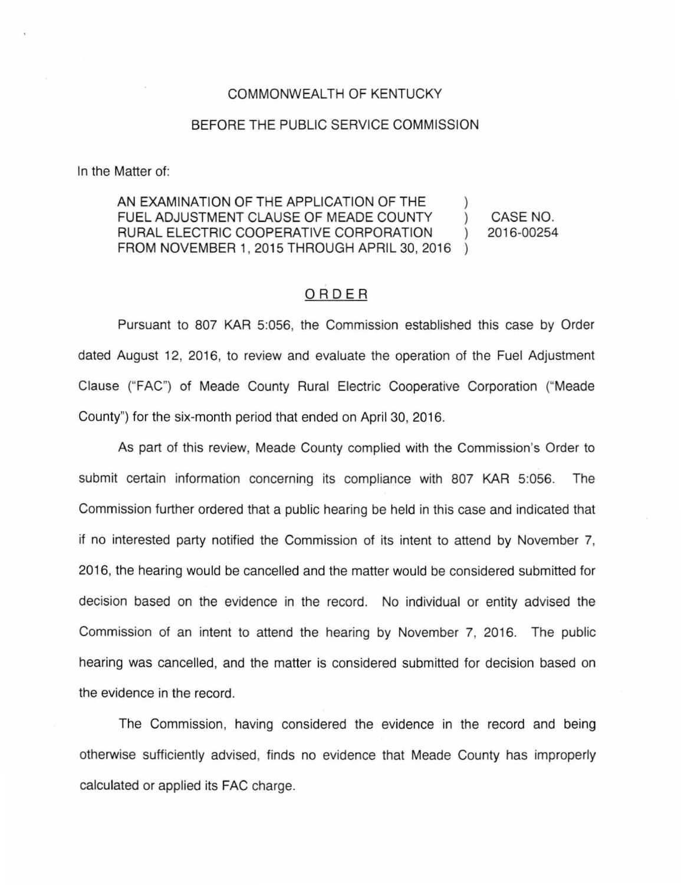COMMONWEALTH OF KENTUCKY

BEFORE THE PUBLIC SERVICE COMMISSION

In the Matter of:

AN EXAMINATION OF THE APPLICATION OF THE FUEL ADJUSTMENT CLAUSE OF MEADE COUNTY RURAL ELECTRIC COOPERATIVE CORPORATION FROM NOVEMBER 1, 2015 THROUGH APRIL 30, 2016 ) CASE NO. 2016-00254

## ORDER

Pursuant to 807 KAR 5:056, the Commission established this case by Order dated August 12, 2016, to review and evaluate the operation of the Fuel Adjustment Clause ("FAC") of Meade County Rural Electric Cooperative Corporation ("Meade County") for the six-month period that ended on April 30, 2016.

As part of this review, Meade County complied with the Commission's Order to submit certain information concerning its compliance with 807 KAR 5:056. The Commission further ordered that a public hearing be held in this case and indicated that if no interested party notified the Commission of its intent to attend by November 7, 2016, the hearing would be cancelled and the matter would be considered submitted for decision based on the evidence in the record. No individual or entity advised the Commission of an intent to attend the hearing by November 7, 2016. The public hearing was cancelled, and the matter is considered submitted for decision based on the evidence in the record.

The Commission, having considered the evidence in the record and being otherwise sufficiently advised, finds no evidence that Meade County has improperly calculated or applied its FAC charge.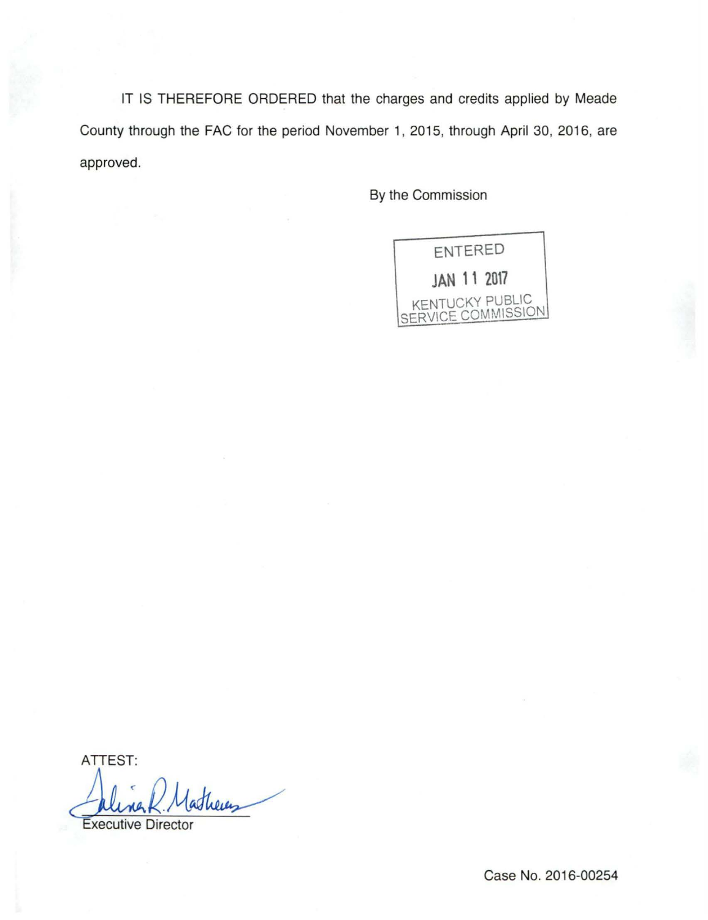IT IS THEREFORE ORDERED that the charges and credits applied by Meade County through the FAC for the period November 1, 2015, through April 30, 2016, are approved.

By the Commission

ENTERED

JAN 11 2017

KENTUCKY PUBLIC SERVICE COMMISSION

ATTEST:

Executive Director

Case No. 2016-00254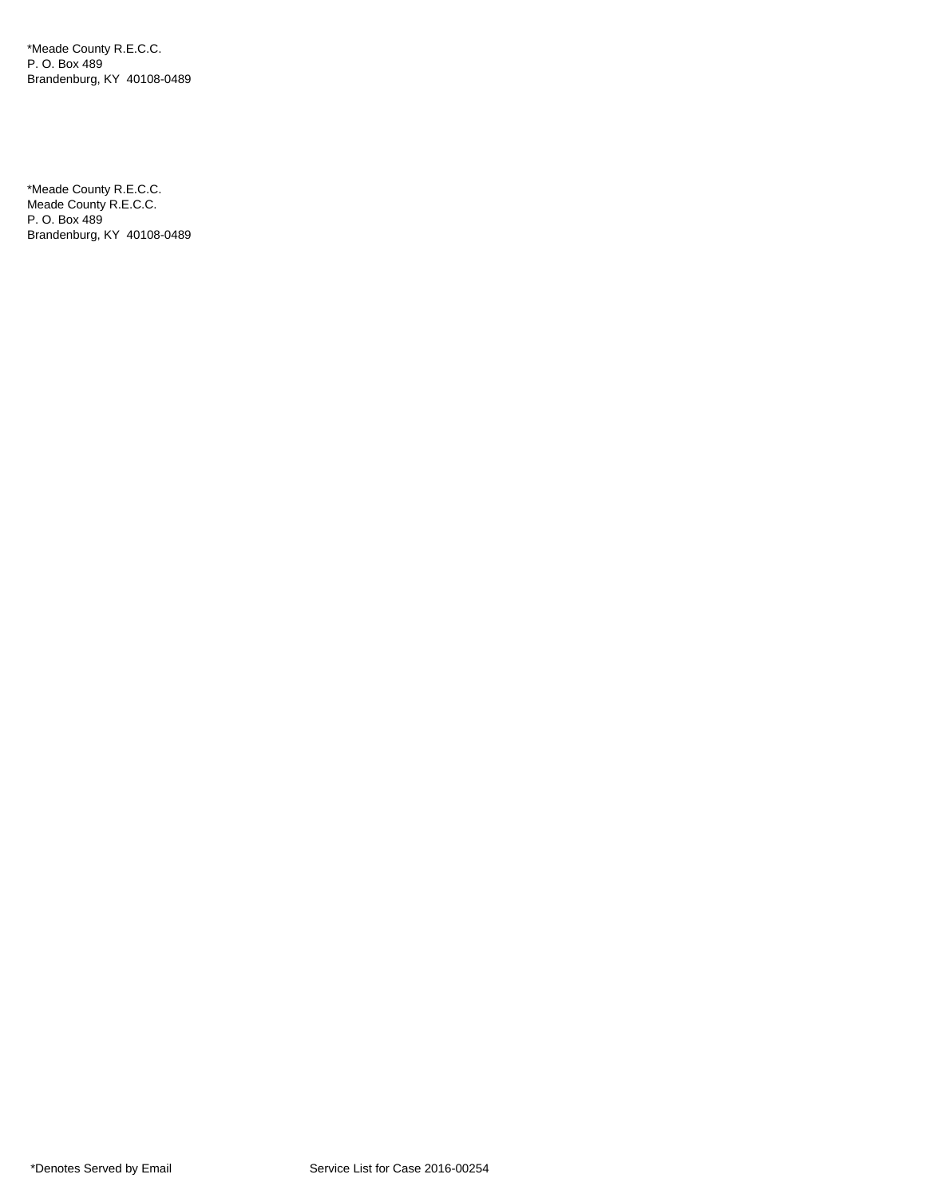*Meade County R.E.C.C.
P. O. Box 489
Brandenburg, KY 40108-0489

*Meade County R.E.C.C.
Meade County R.E.C.C.
P. O. Box 489
Brandenburg, KY 40108-0489